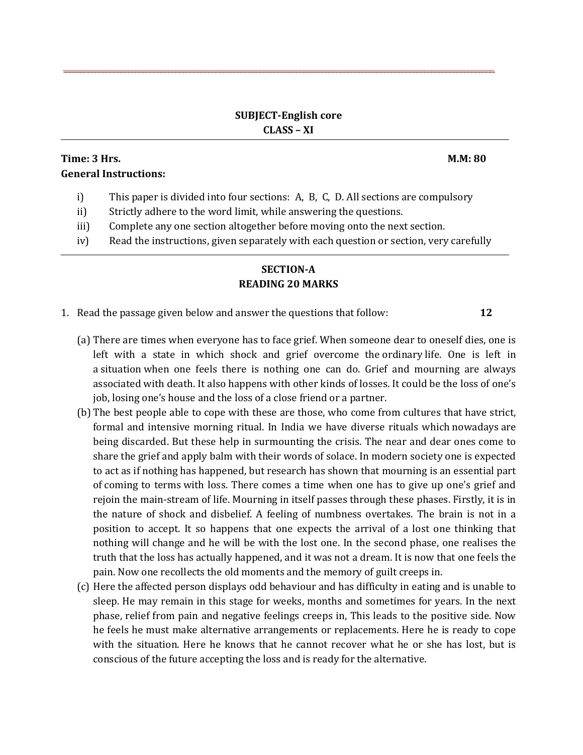**SUBJECT-English core**
**CLASS – XI**

**Time: 3 Hrs.** **M.M: 80**

**General Instructions:**

i) This paper is divided into four sections: A, B, C, D. All sections are compulsory
ii) Strictly adhere to the word limit, while answering the questions.
iii) Complete any one section altogether before moving onto the next section.
iv) Read the instructions, given separately with each question or section, very carefully

## SECTION-A
## READING 20 MARKS

1. Read the passage given below and answer the questions that follow: **12**

(a) There are times when everyone has to face grief. When someone dear to oneself dies, one is left with a state in which shock and grief overcome the ordinary life. One is left in a situation when one feels there is nothing one can do. Grief and mourning are always associated with death. It also happens with other kinds of losses. It could be the loss of one's job, losing one's house and the loss of a close friend or a partner.

(b) The best people able to cope with these are those, who come from cultures that have strict, formal and intensive morning ritual. In India we have diverse rituals which nowadays are being discarded. But these help in surmounting the crisis. The near and dear ones come to share the grief and apply balm with their words of solace. In modern society one is expected to act as if nothing has happened, but research has shown that mourning is an essential part of coming to terms with loss. There comes a time when one has to give up one's grief and rejoin the main-stream of life. Mourning in itself passes through these phases. Firstly, it is in the nature of shock and disbelief. A feeling of numbness overtakes. The brain is not in a position to accept. It so happens that one expects the arrival of a lost one thinking that nothing will change and he will be with the lost one. In the second phase, one realises the truth that the loss has actually happened, and it was not a dream. It is now that one feels the pain. Now one recollects the old moments and the memory of guilt creeps in.

(c) Here the affected person displays odd behaviour and has difficulty in eating and is unable to sleep. He may remain in this stage for weeks, months and sometimes for years. In the next phase, relief from pain and negative feelings creeps in, This leads to the positive side. Now he feels he must make alternative arrangements or replacements. Here he is ready to cope with the situation. Here he knows that he cannot recover what he or she has lost, but is conscious of the future accepting the loss and is ready for the alternative.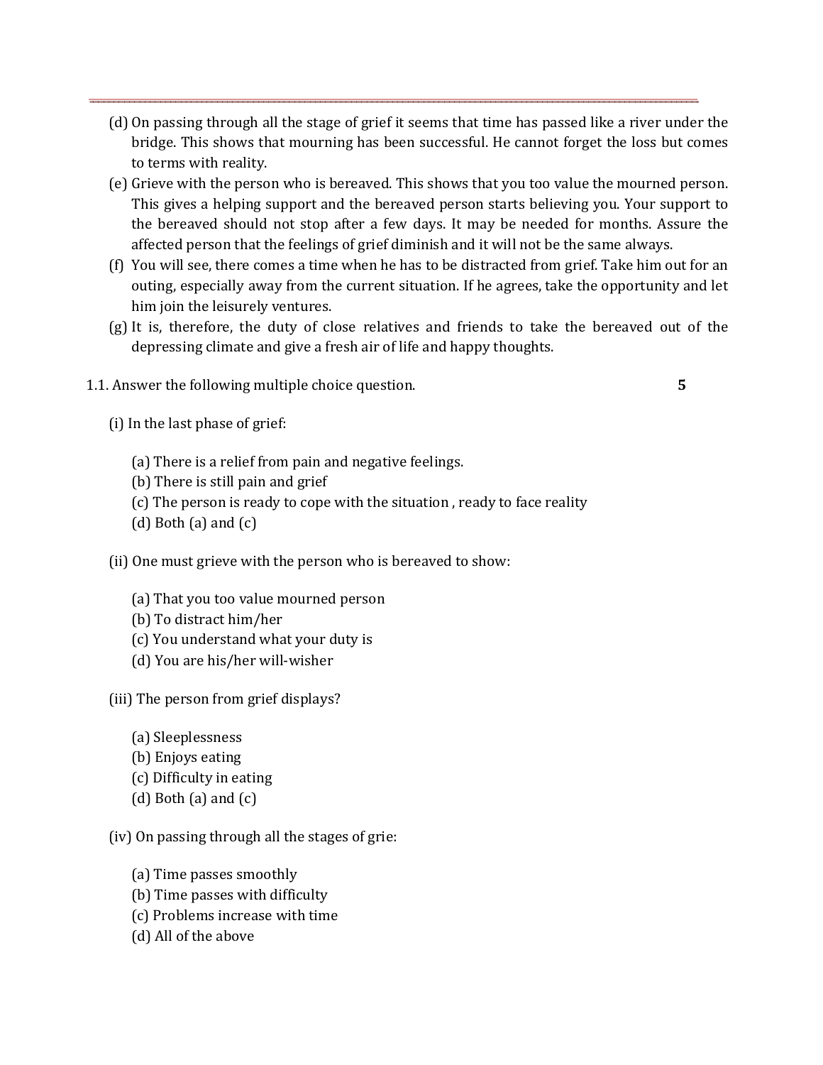(d) On passing through all the stage of grief it seems that time has passed like a river under the bridge. This shows that mourning has been successful. He cannot forget the loss but comes to terms with reality.

(e) Grieve with the person who is bereaved. This shows that you too value the mourned person. This gives a helping support and the bereaved person starts believing you. Your support to the bereaved should not stop after a few days. It may be needed for months. Assure the affected person that the feelings of grief diminish and it will not be the same always.

(f) You will see, there comes a time when he has to be distracted from grief. Take him out for an outing, especially away from the current situation. If he agrees, take the opportunity and let him join the leisurely ventures.

(g) It is, therefore, the duty of close relatives and friends to take the bereaved out of the depressing climate and give a fresh air of life and happy thoughts.

1.1. Answer the following multiple choice question. **5**

(i) In the last phase of grief:

(a) There is a relief from pain and negative feelings.
(b) There is still pain and grief
(c) The person is ready to cope with the situation , ready to face reality
(d) Both (a) and (c)

(ii) One must grieve with the person who is bereaved to show:

(a) That you too value mourned person
(b) To distract him/her
(c) You understand what your duty is
(d) You are his/her will-wisher

(iii) The person from grief displays?

(a) Sleeplessness
(b) Enjoys eating
(c) Difficulty in eating
(d) Both (a) and (c)

(iv) On passing through all the stages of grie:

(a) Time passes smoothly
(b) Time passes with difficulty
(c) Problems increase with time
(d) All of the above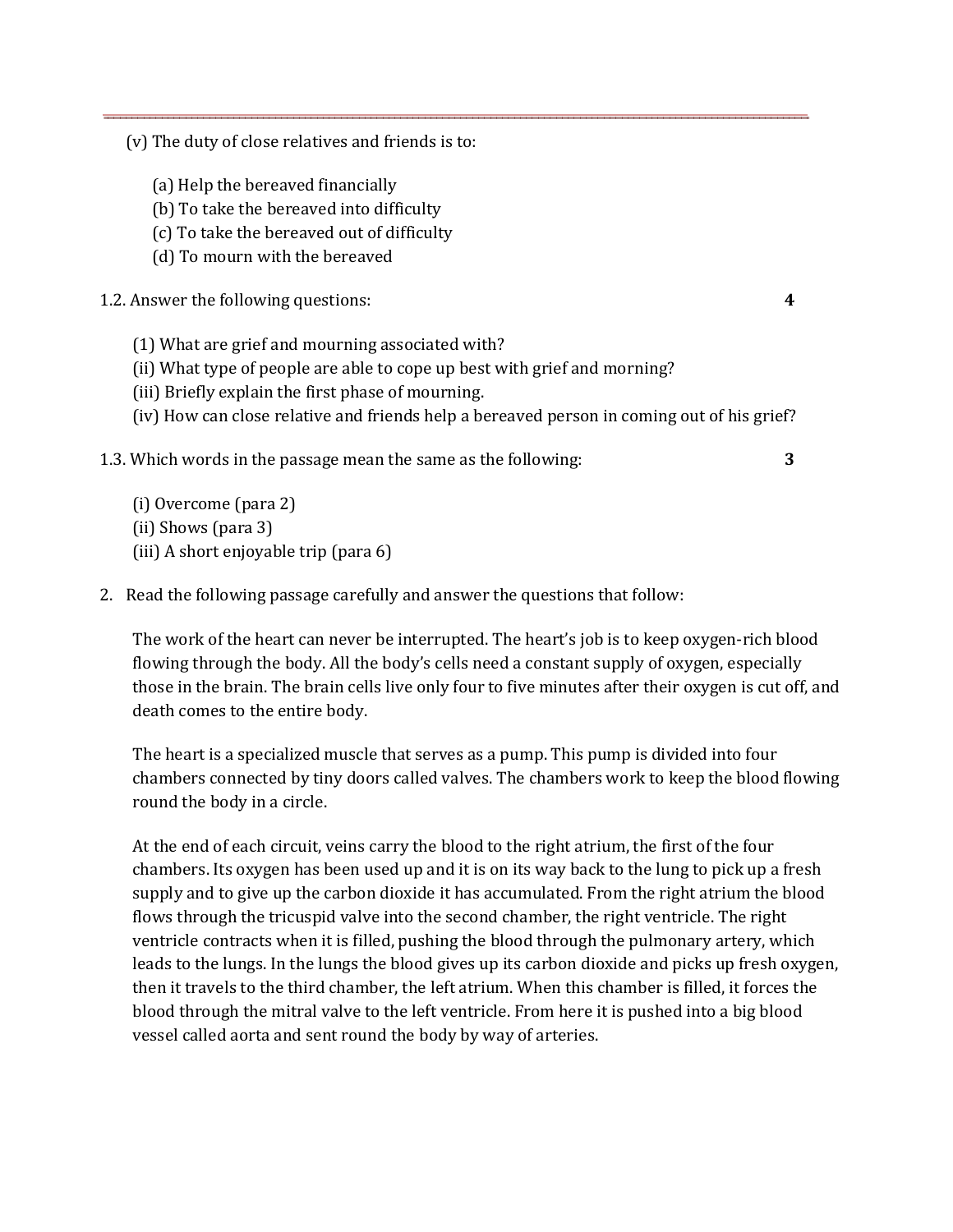(v) The duty of close relatives and friends is to:

(a) Help the bereaved financially
(b) To take the bereaved into difficulty
(c) To take the bereaved out of difficulty
(d) To mourn with the bereaved

1.2. Answer the following questions: **4**

(1) What are grief and mourning associated with?
(ii) What type of people are able to cope up best with grief and morning?
(iii) Briefly explain the first phase of mourning.
(iv) How can close relative and friends help a bereaved person in coming out of his grief?

1.3. Which words in the passage mean the same as the following: **3**

(i) Overcome (para 2)
(ii) Shows (para 3)
(iii) A short enjoyable trip (para 6)

2. Read the following passage carefully and answer the questions that follow:

The work of the heart can never be interrupted. The heart's job is to keep oxygen-rich blood flowing through the body. All the body's cells need a constant supply of oxygen, especially those in the brain. The brain cells live only four to five minutes after their oxygen is cut off, and death comes to the entire body.

The heart is a specialized muscle that serves as a pump. This pump is divided into four chambers connected by tiny doors called valves. The chambers work to keep the blood flowing round the body in a circle.

At the end of each circuit, veins carry the blood to the right atrium, the first of the four chambers. Its oxygen has been used up and it is on its way back to the lung to pick up a fresh supply and to give up the carbon dioxide it has accumulated. From the right atrium the blood flows through the tricuspid valve into the second chamber, the right ventricle. The right ventricle contracts when it is filled, pushing the blood through the pulmonary artery, which leads to the lungs. In the lungs the blood gives up its carbon dioxide and picks up fresh oxygen, then it travels to the third chamber, the left atrium. When this chamber is filled, it forces the blood through the mitral valve to the left ventricle. From here it is pushed into a big blood vessel called aorta and sent round the body by way of arteries.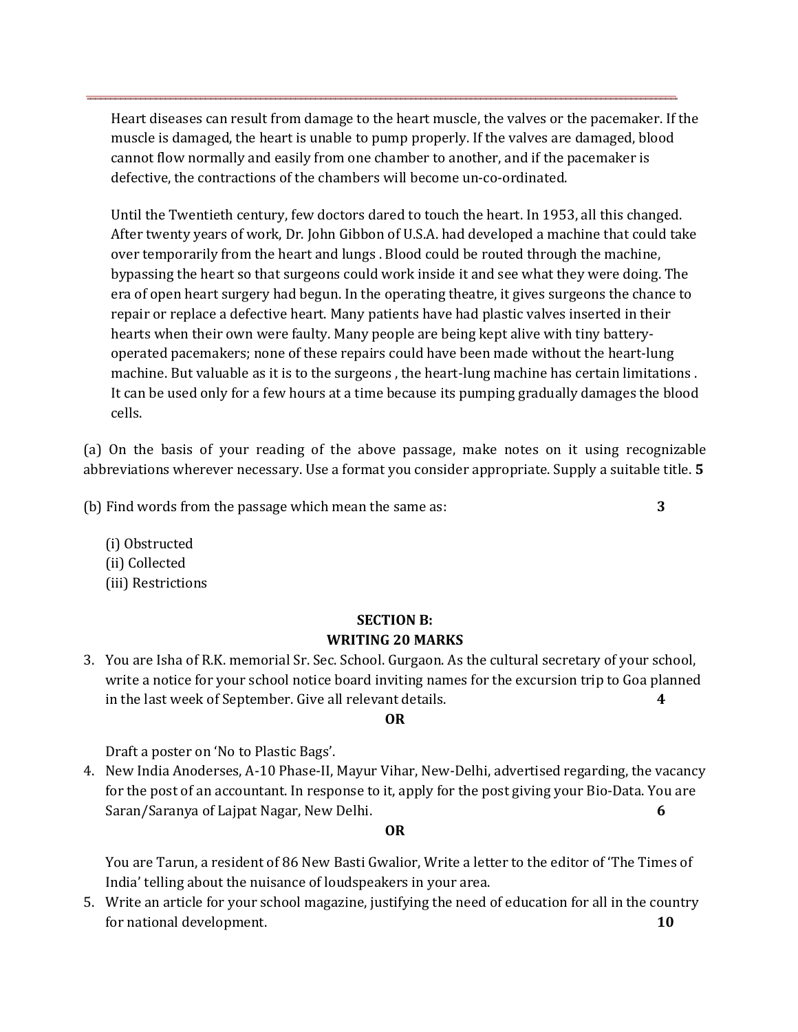Heart diseases can result from damage to the heart muscle, the valves or the pacemaker. If the muscle is damaged, the heart is unable to pump properly. If the valves are damaged, blood cannot flow normally and easily from one chamber to another, and if the pacemaker is defective, the contractions of the chambers will become un-co-ordinated.

Until the Twentieth century, few doctors dared to touch the heart. In 1953, all this changed. After twenty years of work, Dr. John Gibbon of U.S.A. had developed a machine that could take over temporarily from the heart and lungs . Blood could be routed through the machine, bypassing the heart so that surgeons could work inside it and see what they were doing. The era of open heart surgery had begun. In the operating theatre, it gives surgeons the chance to repair or replace a defective heart. Many patients have had plastic valves inserted in their hearts when their own were faulty. Many people are being kept alive with tiny battery-operated pacemakers; none of these repairs could have been made without the heart-lung machine. But valuable as it is to the surgeons , the heart-lung machine has certain limitations . It can be used only for a few hours at a time because its pumping gradually damages the blood cells.

(a) On the basis of your reading of the above passage, make notes on it using recognizable abbreviations wherever necessary. Use a format you consider appropriate. Supply a suitable title. **5**

(b) Find words from the passage which mean the same as: **3**

(i) Obstructed
(ii) Collected
(iii) Restrictions

## SECTION B:
## WRITING 20 MARKS

3. You are Isha of R.K. memorial Sr. Sec. School. Gurgaon. As the cultural secretary of your school, write a notice for your school notice board inviting names for the excursion trip to Goa planned in the last week of September. Give all relevant details. **4**

**OR**

Draft a poster on 'No to Plastic Bags'.

4. New India Anoderses, A-10 Phase-II, Mayur Vihar, New-Delhi, advertised regarding, the vacancy for the post of an accountant. In response to it, apply for the post giving your Bio-Data. You are Saran/Saranya of Lajpat Nagar, New Delhi. **6**

**OR**

You are Tarun, a resident of 86 New Basti Gwalior, Write a letter to the editor of 'The Times of India' telling about the nuisance of loudspeakers in your area.

5. Write an article for your school magazine, justifying the need of education for all in the country for national development. **10**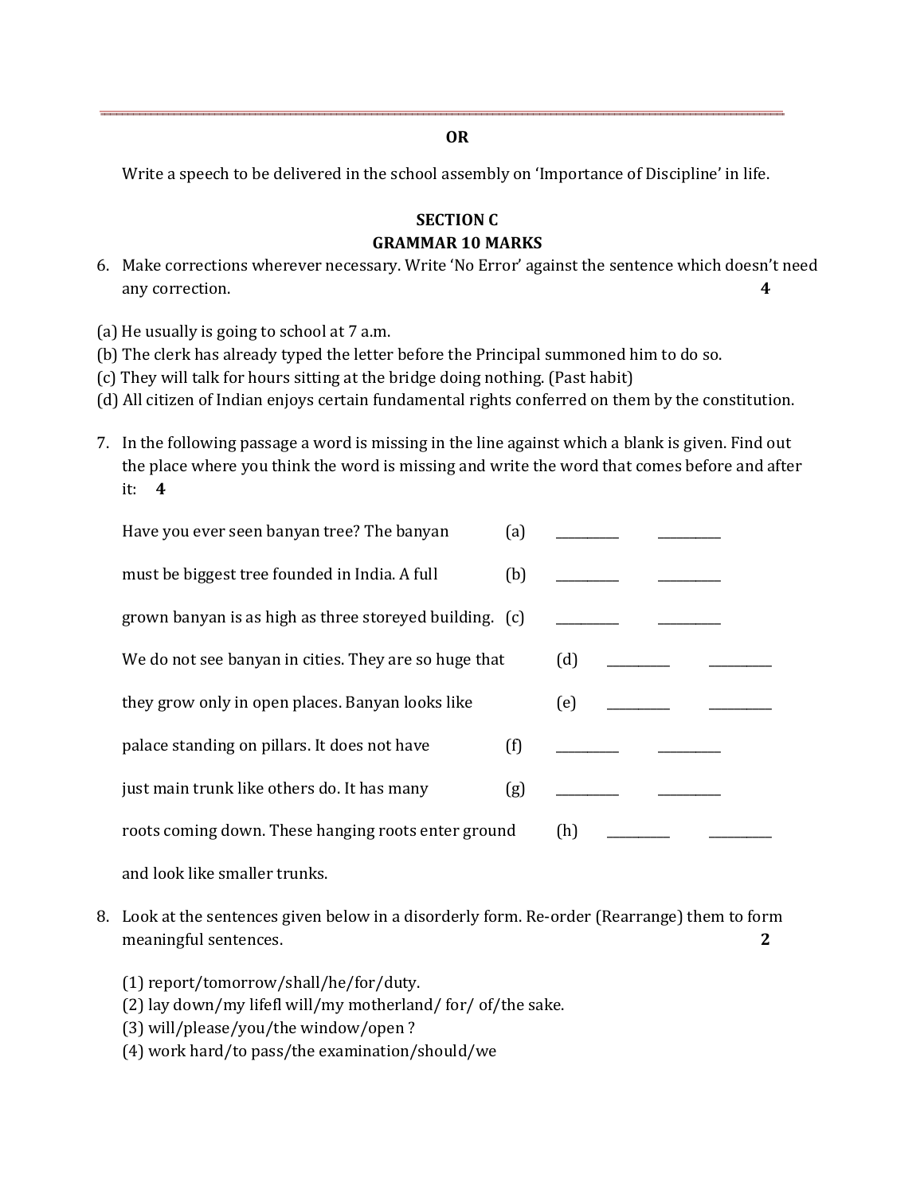**OR**

Write a speech to be delivered in the school assembly on 'Importance of Discipline' in life.

## SECTION C
## GRAMMAR 10 MARKS

6. Make corrections wherever necessary. Write 'No Error' against the sentence which doesn't need any correction. **4**

(a) He usually is going to school at 7 a.m.
(b) The clerk has already typed the letter before the Principal summoned him to do so.
(c) They will talk for hours sitting at the bridge doing nothing. (Past habit)
(d) All citizen of Indian enjoys certain fundamental rights conferred on them by the constitution.

7. In the following passage a word is missing in the line against which a blank is given. Find out the place where you think the word is missing and write the word that comes before and after it: **4**

| | | | |
|---|---|---|---|
| Have you ever seen banyan tree? The banyan | (a) | ________ | ________ |
| must be biggest tree founded in India. A full | (b) | ________ | ________ |
| grown banyan is as high as three storeyed building. | (c) | ________ | ________ |
| We do not see banyan in cities. They are so huge that | (d) | ________ | ________ |
| they grow only in open places. Banyan looks like | (e) | ________ | ________ |
| palace standing on pillars. It does not have | (f) | ________ | ________ |
| just main trunk like others do. It has many | (g) | ________ | ________ |
| roots coming down. These hanging roots enter ground | (h) | ________ | ________ |
| and look like smaller trunks. | | | |

8. Look at the sentences given below in a disorderly form. Re-order (Rearrange) them to form meaningful sentences. **2**

(1) report/tomorrow/shall/he/for/duty.
(2) lay down/my lifel will/my motherland/ for/ of/the sake.
(3) will/please/you/the window/open ?
(4) work hard/to pass/the examination/should/we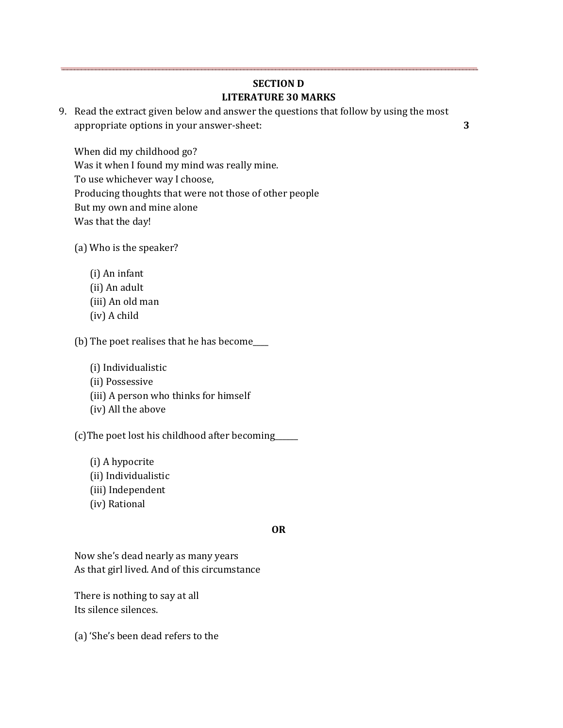## SECTION D
## LITERATURE 30 MARKS

9. Read the extract given below and answer the questions that follow by using the most appropriate options in your answer-sheet: **3**

When did my childhood go?
Was it when I found my mind was really mine.
To use whichever way I choose,
Producing thoughts that were not those of other people
But my own and mine alone
Was that the day!

(a) Who is the speaker?

(i) An infant
(ii) An adult
(iii) An old man
(iv) A child

(b) The poet realises that he has become____

(i) Individualistic
(ii) Possessive
(iii) A person who thinks for himself
(iv) All the above

(c)The poet lost his childhood after becoming______

(i) A hypocrite
(ii) Individualistic
(iii) Independent
(iv) Rational

**OR**

Now she's dead nearly as many years
As that girl lived. And of this circumstance

There is nothing to say at all
Its silence silences.

(a) 'She's been dead refers to the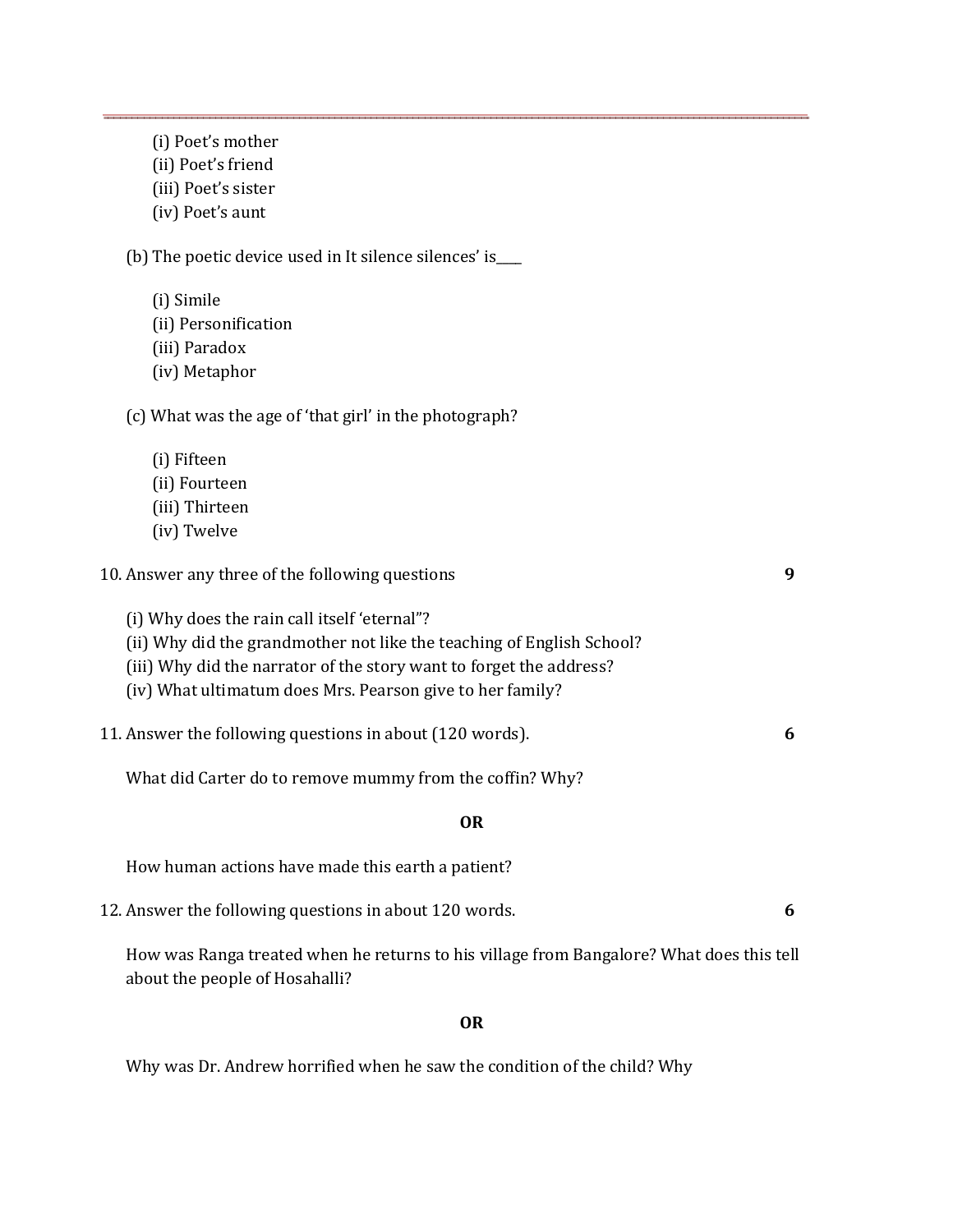(i) Poet's mother
(ii) Poet's friend
(iii) Poet's sister
(iv) Poet's aunt

(b) The poetic device used in It silence silences' is____

(i) Simile
(ii) Personification
(iii) Paradox
(iv) Metaphor

(c) What was the age of 'that girl' in the photograph?

(i) Fifteen
(ii) Fourteen
(iii) Thirteen
(iv) Twelve

10. Answer any three of the following questions **9**

(i) Why does the rain call itself 'eternal"?
(ii) Why did the grandmother not like the teaching of English School?
(iii) Why did the narrator of the story want to forget the address?
(iv) What ultimatum does Mrs. Pearson give to her family?

11. Answer the following questions in about (120 words). **6**

What did Carter do to remove mummy from the coffin? Why?

**OR**

How human actions have made this earth a patient?

12. Answer the following questions in about 120 words. **6**

How was Ranga treated when he returns to his village from Bangalore? What does this tell about the people of Hosahalli?

**OR**

Why was Dr. Andrew horrified when he saw the condition of the child? Why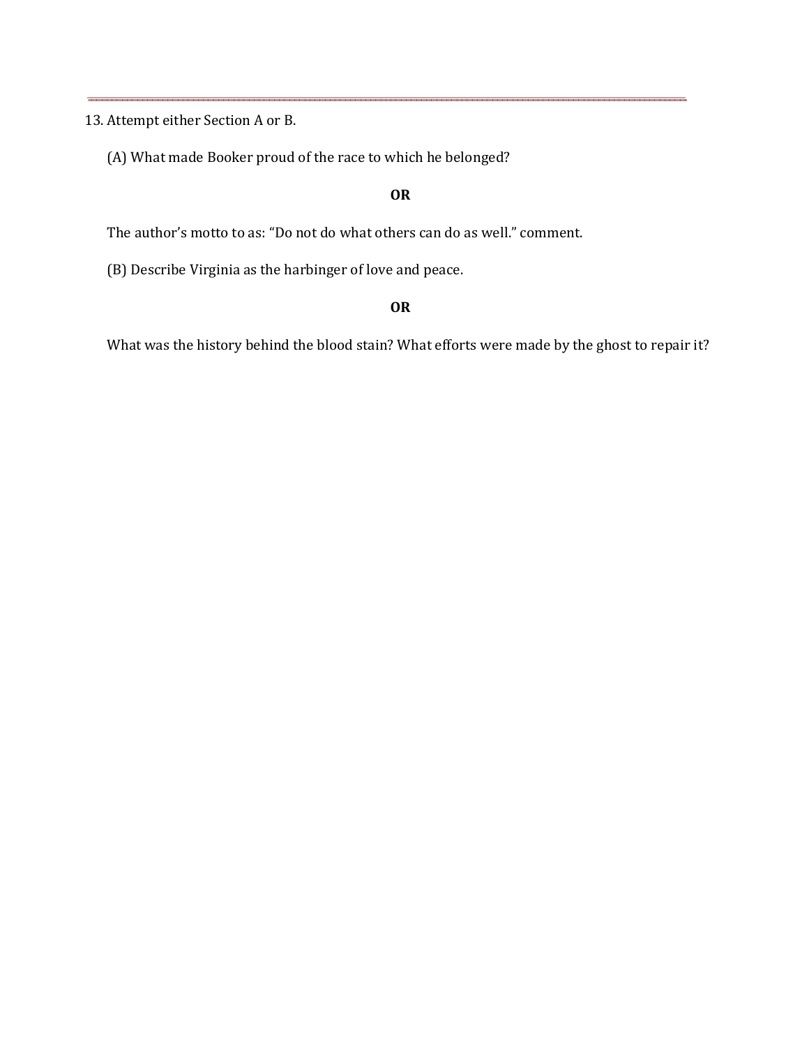13. Attempt either Section A or B.

(A) What made Booker proud of the race to which he belonged?

**OR**

The author's motto to as: "Do not do what others can do as well." comment.

(B) Describe Virginia as the harbinger of love and peace.

**OR**

What was the history behind the blood stain? What efforts were made by the ghost to repair it?